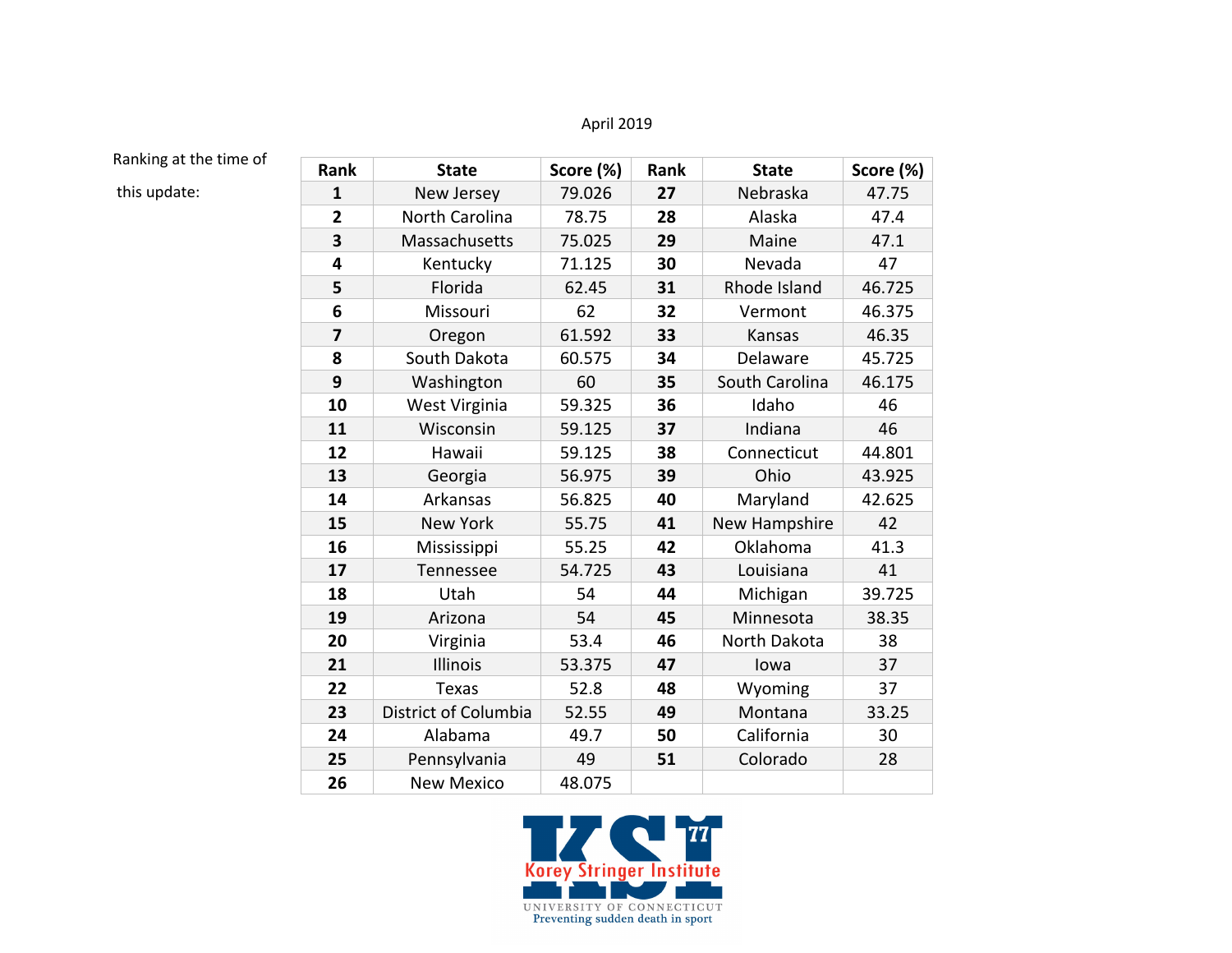April 2019

Ranking at the time of this update:

| Rank | State | Score (%) | Rank | State | Score (%) |
|---|---|---|---|---|---|
| 1 | New Jersey | 79.026 | 27 | Nebraska | 47.75 |
| 2 | North Carolina | 78.75 | 28 | Alaska | 47.4 |
| 3 | Massachusetts | 75.025 | 29 | Maine | 47.1 |
| 4 | Kentucky | 71.125 | 30 | Nevada | 47 |
| 5 | Florida | 62.45 | 31 | Rhode Island | 46.725 |
| 6 | Missouri | 62 | 32 | Vermont | 46.375 |
| 7 | Oregon | 61.592 | 33 | Kansas | 46.35 |
| 8 | South Dakota | 60.575 | 34 | Delaware | 45.725 |
| 9 | Washington | 60 | 35 | South Carolina | 46.175 |
| 10 | West Virginia | 59.325 | 36 | Idaho | 46 |
| 11 | Wisconsin | 59.125 | 37 | Indiana | 46 |
| 12 | Hawaii | 59.125 | 38 | Connecticut | 44.801 |
| 13 | Georgia | 56.975 | 39 | Ohio | 43.925 |
| 14 | Arkansas | 56.825 | 40 | Maryland | 42.625 |
| 15 | New York | 55.75 | 41 | New Hampshire | 42 |
| 16 | Mississippi | 55.25 | 42 | Oklahoma | 41.3 |
| 17 | Tennessee | 54.725 | 43 | Louisiana | 41 |
| 18 | Utah | 54 | 44 | Michigan | 39.725 |
| 19 | Arizona | 54 | 45 | Minnesota | 38.35 |
| 20 | Virginia | 53.4 | 46 | North Dakota | 38 |
| 21 | Illinois | 53.375 | 47 | Iowa | 37 |
| 22 | Texas | 52.8 | 48 | Wyoming | 37 |
| 23 | District of Columbia | 52.55 | 49 | Montana | 33.25 |
| 24 | Alabama | 49.7 | 50 | California | 30 |
| 25 | Pennsylvania | 49 | 51 | Colorado | 28 |
| 26 | New Mexico | 48.075 | | | |

KSI 77 Korey Stringer Institute

UNIVERSITY OF CONNECTICUT

Preventing sudden death in sport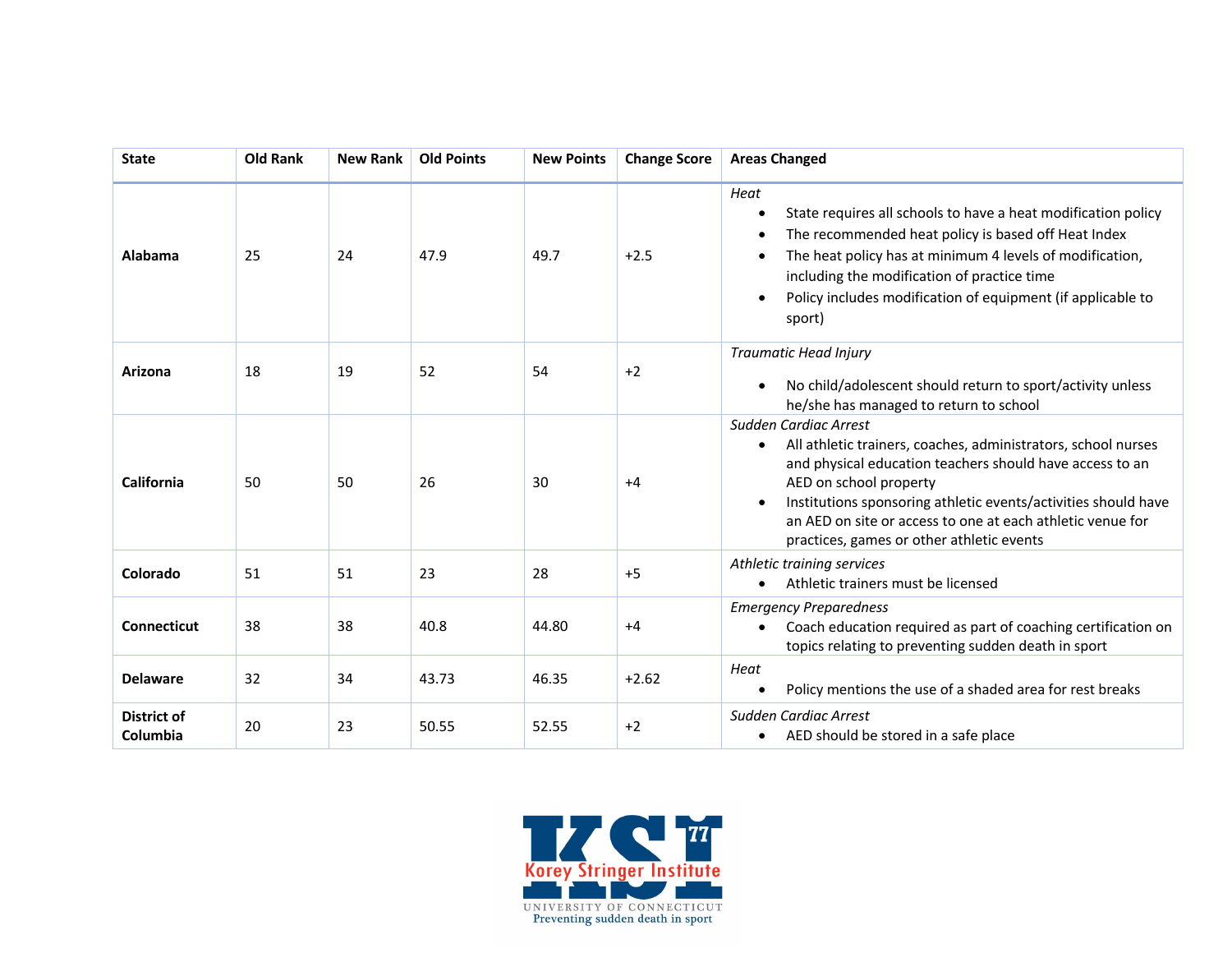| State | Old Rank | New Rank | Old Points | New Points | Change Score | Areas Changed |
|---|---|---|---|---|---|---|
| **Alabama** | 25 | 24 | 47.9 | 49.7 | +2.5 | *Heat*<br>• State requires all schools to have a heat modification policy<br>• The recommended heat policy is based off Heat Index<br>• The heat policy has at minimum 4 levels of modification, including the modification of practice time<br>• Policy includes modification of equipment (if applicable to sport) |
| **Arizona** | 18 | 19 | 52 | 54 | +2 | *Traumatic Head Injury*<br>• No child/adolescent should return to sport/activity unless he/she has managed to return to school |
| **California** | 50 | 50 | 26 | 30 | +4 | *Sudden Cardiac Arrest*<br>• All athletic trainers, coaches, administrators, school nurses and physical education teachers should have access to an AED on school property<br>• Institutions sponsoring athletic events/activities should have an AED on site or access to one at each athletic venue for practices, games or other athletic events |
| **Colorado** | 51 | 51 | 23 | 28 | +5 | *Athletic training services*<br>• Athletic trainers must be licensed |
| **Connecticut** | 38 | 38 | 40.8 | 44.80 | +4 | *Emergency Preparedness*<br>• Coach education required as part of coaching certification on topics relating to preventing sudden death in sport |
| **Delaware** | 32 | 34 | 43.73 | 46.35 | +2.62 | *Heat*<br>• Policy mentions the use of a shaded area for rest breaks |
| **District of Columbia** | 20 | 23 | 50.55 | 52.55 | +2 | *Sudden Cardiac Arrest*<br>• AED should be stored in a safe place |

Korey Stringer Institute
UNIVERSITY OF CONNECTICUT
Preventing sudden death in sport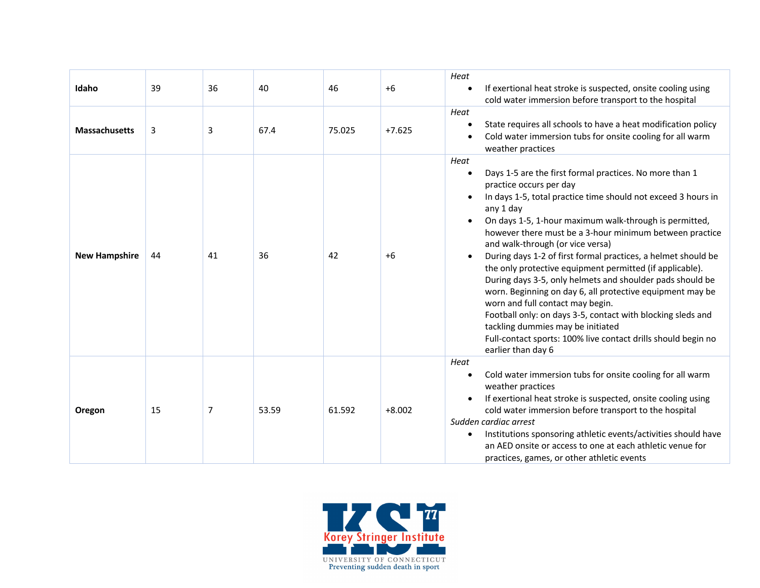| | | | | | | |
|---|---|---|---|---|---|---|
| **Idaho** | 39 | 36 | 40 | 46 | +6 | *Heat*<br>• If exertional heat stroke is suspected, onsite cooling using cold water immersion before transport to the hospital |
| **Massachusetts** | 3 | 3 | 67.4 | 75.025 | +7.625 | *Heat*<br>• State requires all schools to have a heat modification policy<br>• Cold water immersion tubs for onsite cooling for all warm weather practices |
| **New Hampshire** | 44 | 41 | 36 | 42 | +6 | *Heat*<br>• Days 1-5 are the first formal practices. No more than 1 practice occurs per day<br>• In days 1-5, total practice time should not exceed 3 hours in any 1 day<br>• On days 1-5, 1-hour maximum walk-through is permitted, however there must be a 3-hour minimum between practice and walk-through (or vice versa)<br>• During days 1-2 of first formal practices, a helmet should be the only protective equipment permitted (if applicable). During days 3-5, only helmets and shoulder pads should be worn. Beginning on day 6, all protective equipment may be worn and full contact may begin. Football only: on days 3-5, contact with blocking sleds and tackling dummies may be initiated Full-contact sports: 100% live contact drills should begin no earlier than day 6 |
| **Oregon** | 15 | 7 | 53.59 | 61.592 | +8.002 | *Heat*<br>• Cold water immersion tubs for onsite cooling for all warm weather practices<br>• If exertional heat stroke is suspected, onsite cooling using cold water immersion before transport to the hospital<br>*Sudden cardiac arrest*<br>• Institutions sponsoring athletic events/activities should have an AED onsite or access to one at each athletic venue for practices, games, or other athletic events |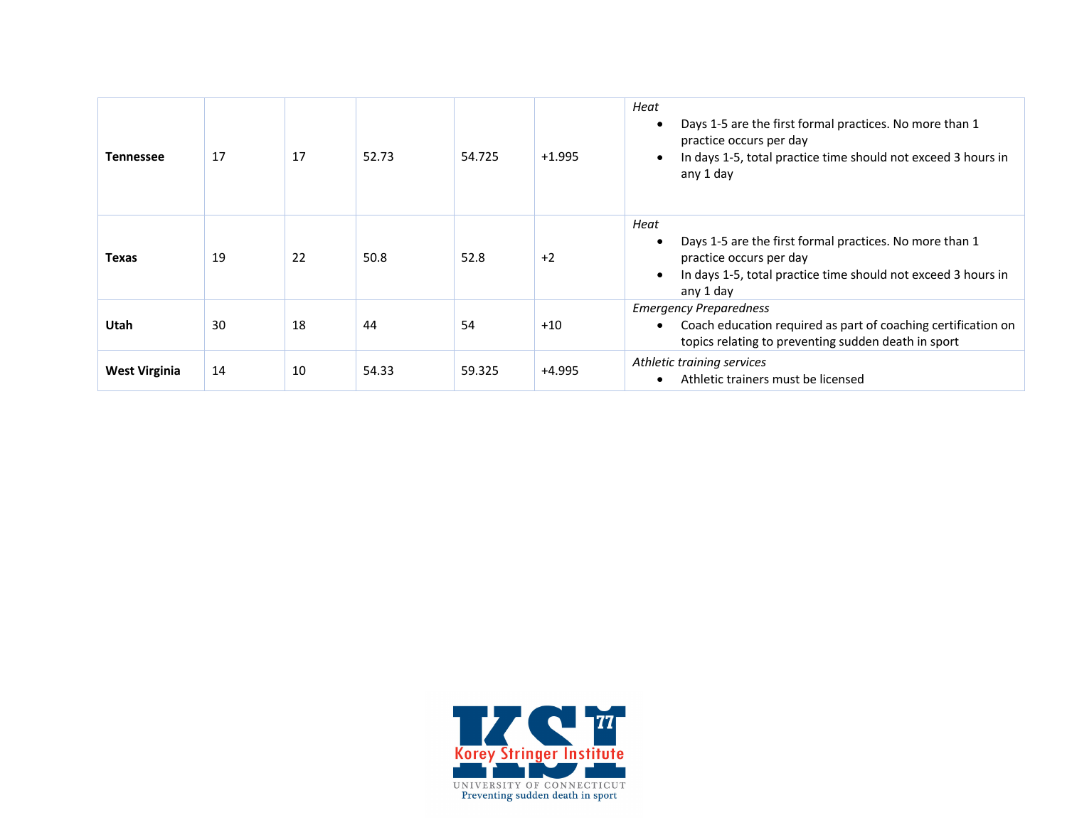| | | | | | | |
|---|---|---|---|---|---|---|
| **Tennessee** | 17 | 17 | 52.73 | 54.725 | +1.995 | *Heat*<br>• Days 1-5 are the first formal practices. No more than 1 practice occurs per day<br>• In days 1-5, total practice time should not exceed 3 hours in any 1 day |
| **Texas** | 19 | 22 | 50.8 | 52.8 | +2 | *Heat*<br>• Days 1-5 are the first formal practices. No more than 1 practice occurs per day<br>• In days 1-5, total practice time should not exceed 3 hours in any 1 day |
| **Utah** | 30 | 18 | 44 | 54 | +10 | *Emergency Preparedness*<br>• Coach education required as part of coaching certification on topics relating to preventing sudden death in sport |
| **West Virginia** | 14 | 10 | 54.33 | 59.325 | +4.995 | *Athletic training services*<br>• Athletic trainers must be licensed |

KSI 77
Korey Stringer Institute
UNIVERSITY OF CONNECTICUT
Preventing sudden death in sport